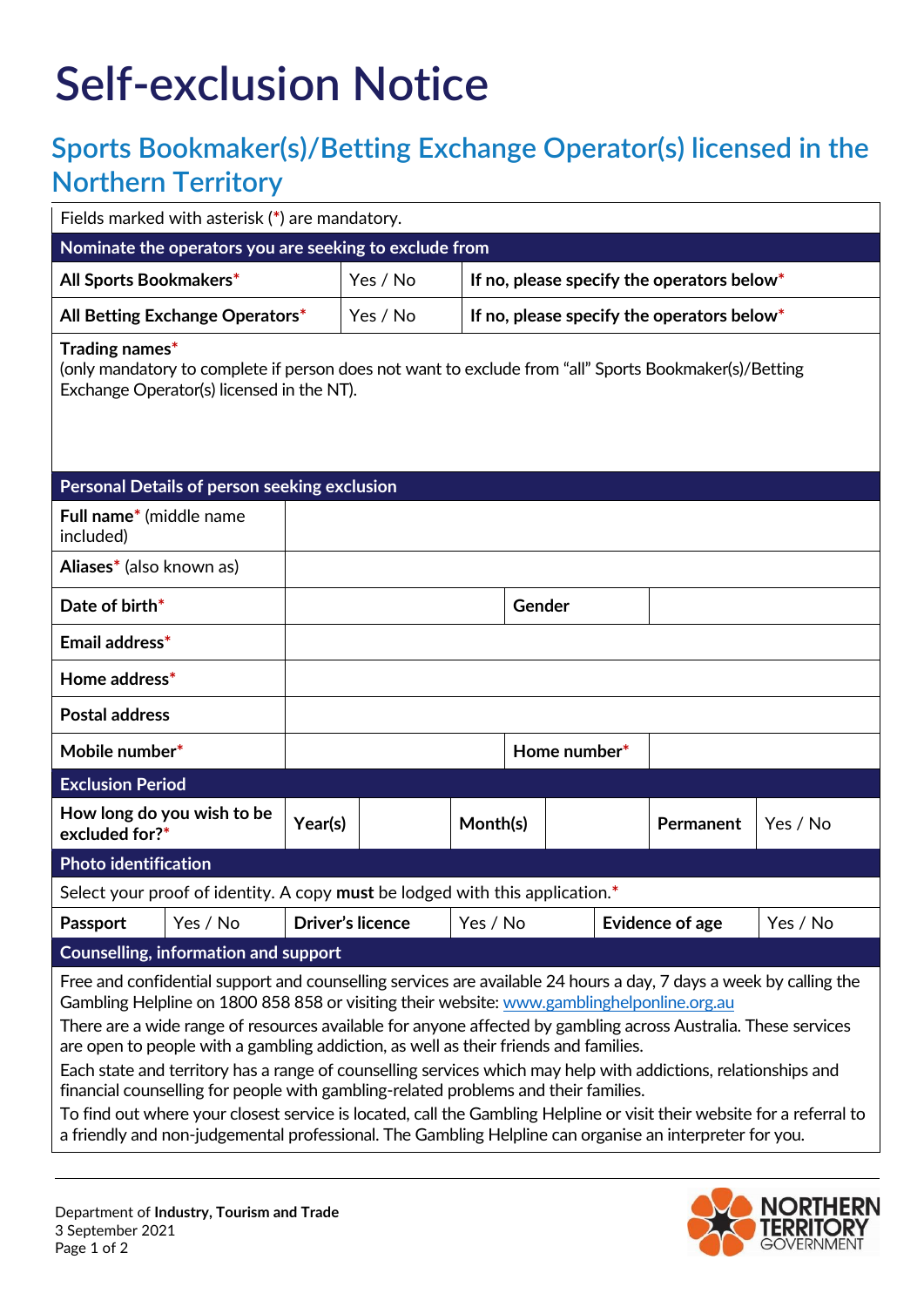# Self-exclusion Notice

## Sports Bookmaker(s)/Betting Exchange Operator(s) licensed in the Northern Territory

Fields marked with asterisk (*) are mandatory.

| **Nominate the operators you are seeking to exclude from** | | |
|---|---|---|
| **All Sports Bookmakers*** | Yes / No | **If no, please specify the operators below*** |
| **All Betting Exchange Operators*** | Yes / No | **If no, please specify the operators below*** |

**Trading names***
(only mandatory to complete if person does not want to exclude from "all" Sports Bookmaker(s)/Betting Exchange Operator(s) licensed in the NT).

| **Personal Details of person seeking exclusion** | | | |
|---|---|---|---|
| **Full name*** (middle name included) | | | |
| **Aliases*** (also known as) | | | |
| **Date of birth*** | | **Gender** | |
| **Email address*** | | | |
| **Home address*** | | | |
| **Postal address** | | | |
| **Mobile number*** | | **Home number*** | |

| **Exclusion Period** | | | | | | |
|---|---|---|---|---|---|---|
| **How long do you wish to be excluded for?*** | **Year(s)** | | **Month(s)** | | **Permanent** | Yes / No |

| **Photo identification** | | | | | |
|---|---|---|---|---|---|
| Select your proof of identity. A copy **must** be lodged with this application.* | | | | | |
| **Passport** | Yes / No | **Driver's licence** | Yes / No | **Evidence of age** | Yes / No |

**Counselling, information and support**

Free and confidential support and counselling services are available 24 hours a day, 7 days a week by calling the Gambling Helpline on 1800 858 858 or visiting their website: www.gamblinghelponline.org.au

There are a wide range of resources available for anyone affected by gambling across Australia. These services are open to people with a gambling addiction, as well as their friends and families.

Each state and territory has a range of counselling services which may help with addictions, relationships and financial counselling for people with gambling-related problems and their families.

To find out where your closest service is located, call the Gambling Helpline or visit their website for a referral to a friendly and non-judgemental professional. The Gambling Helpline can organise an interpreter for you.

Department of **Industry, Tourism and Trade**
3 September 2021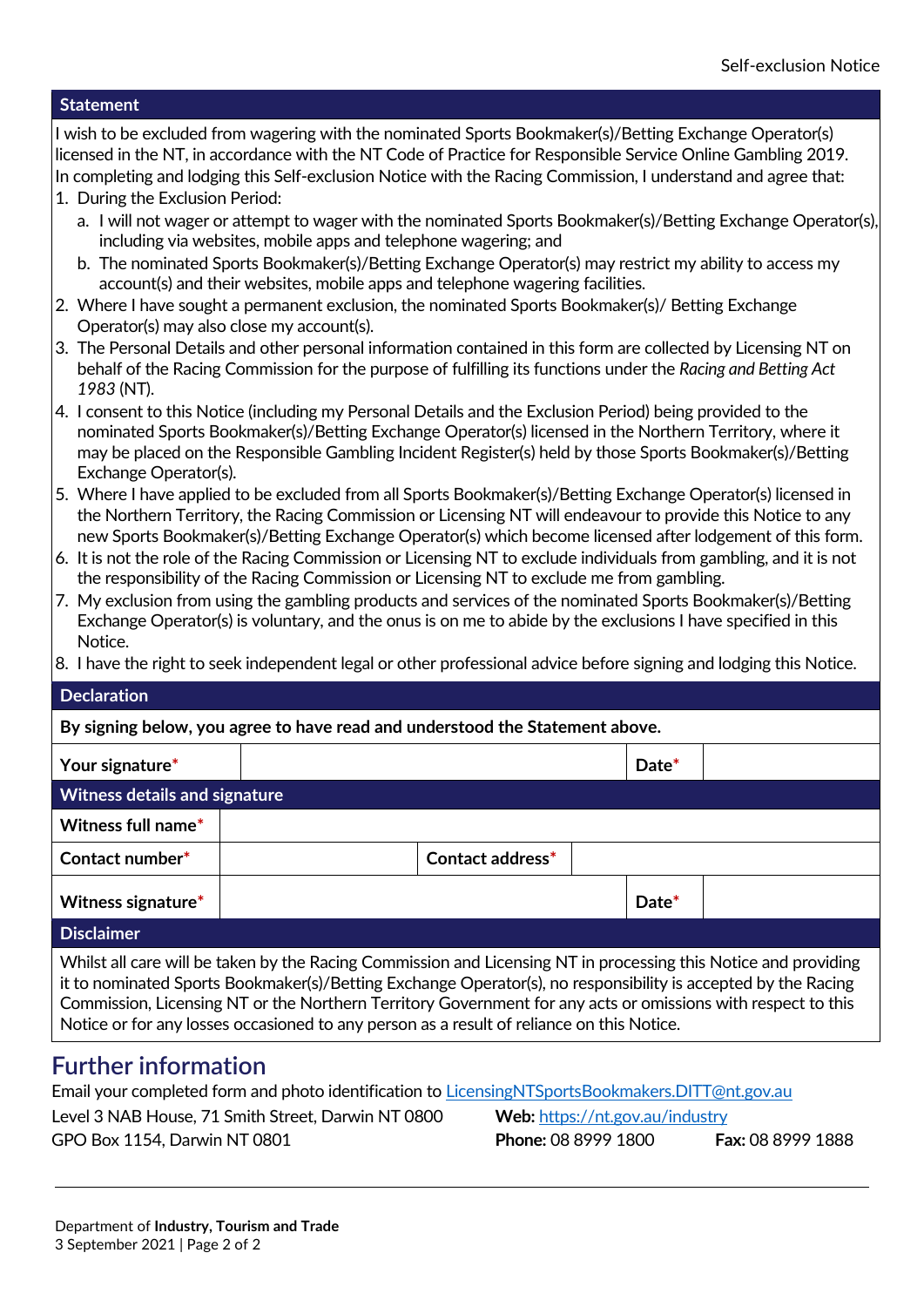## Statement

I wish to be excluded from wagering with the nominated Sports Bookmaker(s)/Betting Exchange Operator(s) licensed in the NT, in accordance with the NT Code of Practice for Responsible Service Online Gambling 2019. In completing and lodging this Self-exclusion Notice with the Racing Commission, I understand and agree that:

1. During the Exclusion Period:
   a. I will not wager or attempt to wager with the nominated Sports Bookmaker(s)/Betting Exchange Operator(s), including via websites, mobile apps and telephone wagering; and
   b. The nominated Sports Bookmaker(s)/Betting Exchange Operator(s) may restrict my ability to access my account(s) and their websites, mobile apps and telephone wagering facilities.
2. Where I have sought a permanent exclusion, the nominated Sports Bookmaker(s)/ Betting Exchange Operator(s) may also close my account(s).
3. The Personal Details and other personal information contained in this form are collected by Licensing NT on behalf of the Racing Commission for the purpose of fulfilling its functions under the *Racing and Betting Act 1983* (NT).
4. I consent to this Notice (including my Personal Details and the Exclusion Period) being provided to the nominated Sports Bookmaker(s)/Betting Exchange Operator(s) licensed in the Northern Territory, where it may be placed on the Responsible Gambling Incident Register(s) held by those Sports Bookmaker(s)/Betting Exchange Operator(s).
5. Where I have applied to be excluded from all Sports Bookmaker(s)/Betting Exchange Operator(s) licensed in the Northern Territory, the Racing Commission or Licensing NT will endeavour to provide this Notice to any new Sports Bookmaker(s)/Betting Exchange Operator(s) which become licensed after lodgement of this form.
6. It is not the role of the Racing Commission or Licensing NT to exclude individuals from gambling, and it is not the responsibility of the Racing Commission or Licensing NT to exclude me from gambling.
7. My exclusion from using the gambling products and services of the nominated Sports Bookmaker(s)/Betting Exchange Operator(s) is voluntary, and the onus is on me to abide by the exclusions I have specified in this Notice.
8. I have the right to seek independent legal or other professional advice before signing and lodging this Notice.

## Declaration

**By signing below, you agree to have read and understood the Statement above.**

| | | | |
|---|---|---|---|
| **Your signature*** | | **Date*** | |

## Witness details and signature

| | | | |
|---|---|---|---|
| **Witness full name*** | | | |
| **Contact number*** | | **Contact address*** | |
| **Witness signature*** | | **Date*** | |

## Disclaimer

Whilst all care will be taken by the Racing Commission and Licensing NT in processing this Notice and providing it to nominated Sports Bookmaker(s)/Betting Exchange Operator(s), no responsibility is accepted by the Racing Commission, Licensing NT or the Northern Territory Government for any acts or omissions with respect to this Notice or for any losses occasioned to any person as a result of reliance on this Notice.

# Further information

Email your completed form and photo identification to LicensingNTSportsBookmakers.DITT@nt.gov.au

Level 3 NAB House, 71 Smith Street, Darwin NT 0800
GPO Box 1154, Darwin NT 0801

**Web:** https://nt.gov.au/industry
**Phone:** 08 8999 1800 **Fax:** 08 8999 1888

Department of **Industry, Tourism and Trade**
3 September 2021